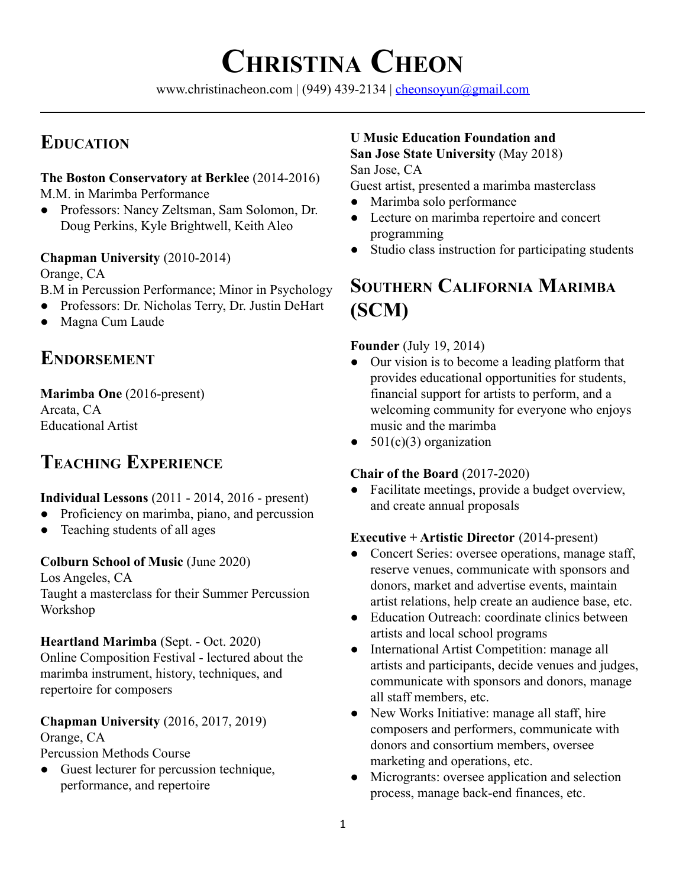# Christina Cheon

www.christinacheon.com | (949) 439-2134 | cheonsoyun@gmail.com

## Education

**The Boston Conservatory at Berklee** (2014-2016)
M.M. in Marimba Performance

- Professors: Nancy Zeltsman, Sam Solomon, Dr. Doug Perkins, Kyle Brightwell, Keith Aleo

**Chapman University** (2010-2014)
Orange, CA
B.M in Percussion Performance; Minor in Psychology

- Professors: Dr. Nicholas Terry, Dr. Justin DeHart
- Magna Cum Laude

## Endorsement

**Marimba One** (2016-present)
Arcata, CA
Educational Artist

## Teaching Experience

**Individual Lessons** (2011 - 2014, 2016 - present)

- Proficiency on marimba, piano, and percussion
- Teaching students of all ages

**Colburn School of Music** (June 2020)
Los Angeles, CA
Taught a masterclass for their Summer Percussion Workshop

**Heartland Marimba** (Sept. - Oct. 2020)
Online Composition Festival - lectured about the marimba instrument, history, techniques, and repertoire for composers

**Chapman University** (2016, 2017, 2019)
Orange, CA
Percussion Methods Course

- Guest lecturer for percussion technique, performance, and repertoire

**U Music Education Foundation and San Jose State University** (May 2018)
San Jose, CA
Guest artist, presented a marimba masterclass

- Marimba solo performance
- Lecture on marimba repertoire and concert programming
- Studio class instruction for participating students

## Southern California Marimba (SCM)

**Founder** (July 19, 2014)

- Our vision is to become a leading platform that provides educational opportunities for students, financial support for artists to perform, and a welcoming community for everyone who enjoys music and the marimba
- 501(c)(3) organization

**Chair of the Board** (2017-2020)

- Facilitate meetings, provide a budget overview, and create annual proposals

**Executive + Artistic Director** (2014-present)

- Concert Series: oversee operations, manage staff, reserve venues, communicate with sponsors and donors, market and advertise events, maintain artist relations, help create an audience base, etc.
- Education Outreach: coordinate clinics between artists and local school programs
- International Artist Competition: manage all artists and participants, decide venues and judges, communicate with sponsors and donors, manage all staff members, etc.
- New Works Initiative: manage all staff, hire composers and performers, communicate with donors and consortium members, oversee marketing and operations, etc.
- Microgrants: oversee application and selection process, manage back-end finances, etc.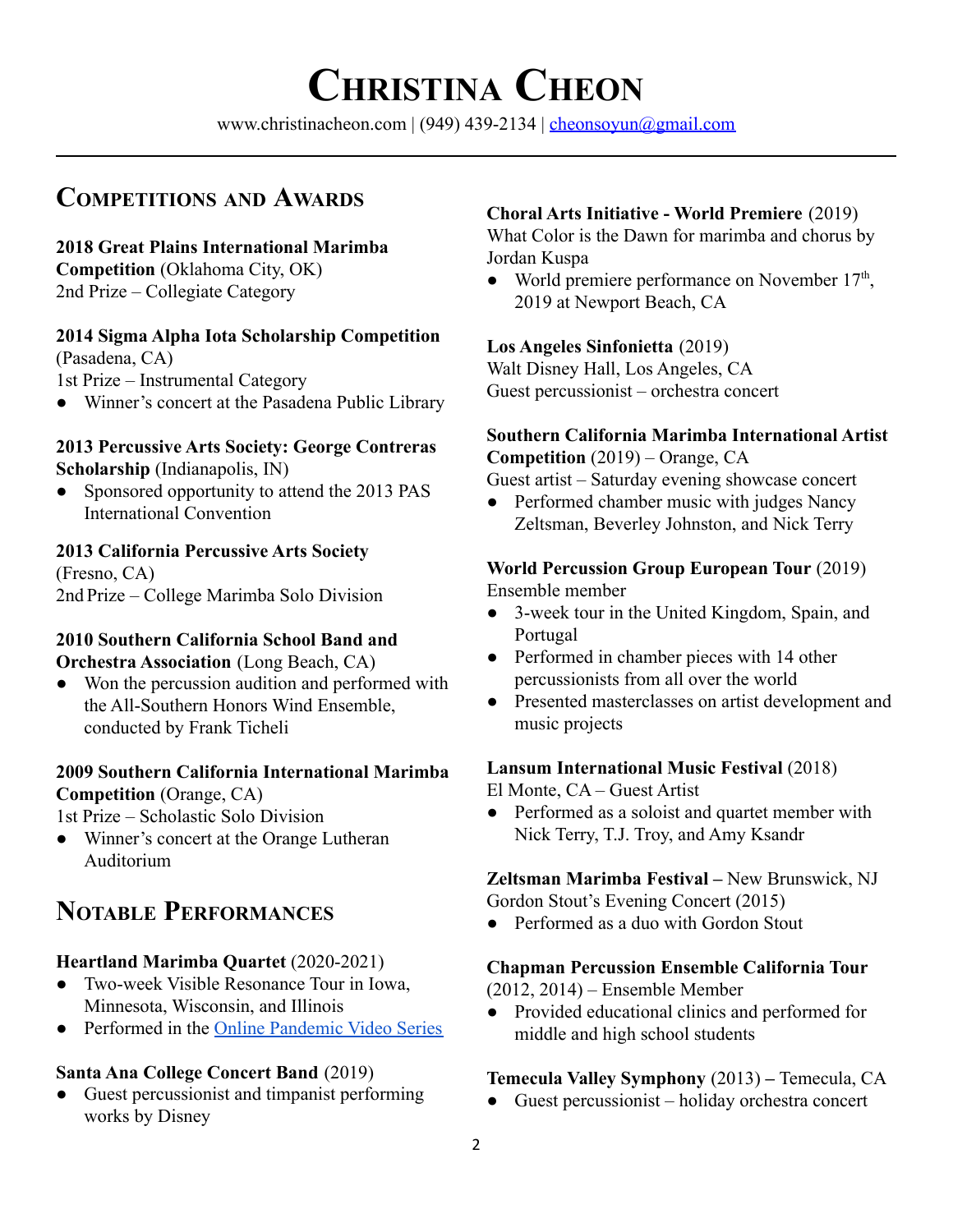# Christina Cheon

www.christinacheon.com | (949) 439-2134 | [cheonsoyun@gmail.com](mailto:cheonsoyun@gmail.com)

## Competitions and Awards

**2018 Great Plains International Marimba Competition** (Oklahoma City, OK)
2nd Prize – Collegiate Category

**2014 Sigma Alpha Iota Scholarship Competition** (Pasadena, CA)
1st Prize – Instrumental Category
- Winner's concert at the Pasadena Public Library

**2013 Percussive Arts Society: George Contreras Scholarship** (Indianapolis, IN)
- Sponsored opportunity to attend the 2013 PAS International Convention

**2013 California Percussive Arts Society** (Fresno, CA)
2nd Prize – College Marimba Solo Division

**2010 Southern California School Band and Orchestra Association** (Long Beach, CA)
- Won the percussion audition and performed with the All-Southern Honors Wind Ensemble, conducted by Frank Ticheli

**2009 Southern California International Marimba Competition** (Orange, CA)
1st Prize – Scholastic Solo Division
- Winner's concert at the Orange Lutheran Auditorium

## Notable Performances

**Heartland Marimba Quartet** (2020-2021)
- Two-week Visible Resonance Tour in Iowa, Minnesota, Wisconsin, and Illinois
- Performed in the Online Pandemic Video Series

**Santa Ana College Concert Band** (2019)
- Guest percussionist and timpanist performing works by Disney

**Choral Arts Initiative - World Premiere** (2019)
What Color is the Dawn for marimba and chorus by Jordan Kuspa
- World premiere performance on November 17th, 2019 at Newport Beach, CA

**Los Angeles Sinfonietta** (2019)
Walt Disney Hall, Los Angeles, CA
Guest percussionist – orchestra concert

**Southern California Marimba International Artist Competition** (2019) – Orange, CA
Guest artist – Saturday evening showcase concert
- Performed chamber music with judges Nancy Zeltsman, Beverley Johnston, and Nick Terry

**World Percussion Group European Tour** (2019)
Ensemble member
- 3-week tour in the United Kingdom, Spain, and Portugal
- Performed in chamber pieces with 14 other percussionists from all over the world
- Presented masterclasses on artist development and music projects

**Lansum International Music Festival** (2018)
El Monte, CA – Guest Artist
- Performed as a soloist and quartet member with Nick Terry, T.J. Troy, and Amy Ksandr

**Zeltsman Marimba Festival –** New Brunswick, NJ
Gordon Stout's Evening Concert (2015)
- Performed as a duo with Gordon Stout

**Chapman Percussion Ensemble California Tour** (2012, 2014) – Ensemble Member
- Provided educational clinics and performed for middle and high school students

**Temecula Valley Symphony** (2013) **–** Temecula, CA
- Guest percussionist – holiday orchestra concert